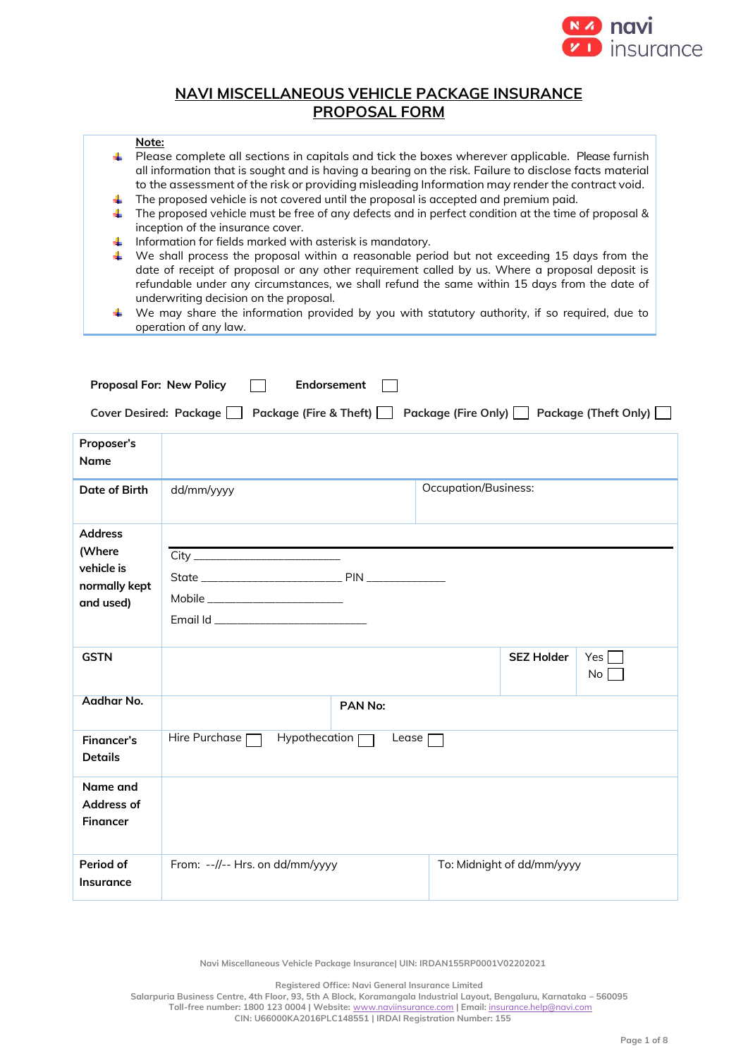# NAVI MISCELLANEOUS VEHICLE PACKAGE INSURANCE PROPOSAL FORM

**Note:**

- Please complete all sections in capitals and tick the boxes wherever applicable. Please furnish all information that is sought and is having a bearing on the risk. Failure to disclose facts material to the assessment of the risk or providing misleading Information may render the contract void.
- The proposed vehicle is not covered until the proposal is accepted and premium paid.
- The proposed vehicle must be free of any defects and in perfect condition at the time of proposal & inception of the insurance cover.
- Information for fields marked with asterisk is mandatory.
- We shall process the proposal within a reasonable period but not exceeding 15 days from the date of receipt of proposal or any other requirement called by us. Where a proposal deposit is refundable under any circumstances, we shall refund the same within 15 days from the date of underwriting decision on the proposal.
- We may share the information provided by you with statutory authority, if so required, due to operation of any law.

**Proposal For: New Policy** ☐ **Endorsement** ☐

**Cover Desired: Package** ☐ **Package (Fire & Theft)** ☐ **Package (Fire Only)** ☐ **Package (Theft Only)** ☐

| **Proposer's Name** | | | |
|---|---|---|---|
| **Date of Birth** | dd/mm/yyyy | Occupation/Business: | |
| **Address (Where vehicle is normally kept and used)** | City ____________ <br> State ____________ PIN ________ <br> Mobile ____________ <br> Email Id ____________ | | |
| **GSTN** | | **SEZ Holder** | Yes ☐ No ☐ |
| **Aadhar No.** | | **PAN No:** | |
| **Financer's Details** | Hire Purchase ☐ Hypothecation ☐ Lease ☐ | | |
| **Name and Address of Financer** | | | |
| **Period of Insurance** | From: --//-- Hrs. on dd/mm/yyyy | To: Midnight of dd/mm/yyyy | |

Navi Miscellaneous Vehicle Package Insurance| UIN: IRDAN155RP0001V02202021

Registered Office: Navi General Insurance Limited
Salarpuria Business Centre, 4th Floor, 93, 5th A Block, Koramangala Industrial Layout, Bengaluru, Karnataka – 560095
Toll-free number: 1800 123 0004 | Website: www.naviinsurance.com | Email: insurance.help@navi.com
CIN: U66000KA2016PLC148551 | IRDAI Registration Number: 155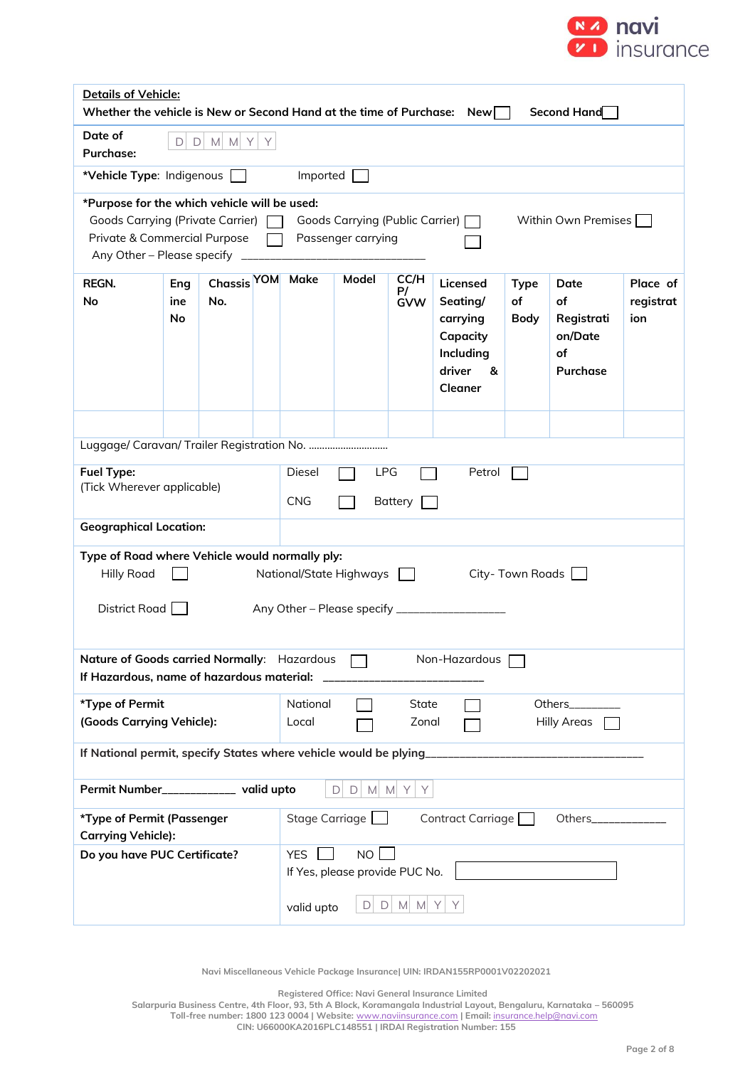**Details of Vehicle:**

**Whether the vehicle is New or Second Hand at the time of Purchase:** New ☐ Second Hand ☐

**Date of Purchase:** D D M M Y Y

***Vehicle Type**: Indigenous ☐ Imported ☐

***Purpose for the which vehicle will be used:**

Goods Carrying (Private Carrier) ☐ Goods Carrying (Public Carrier) ☐ Within Own Premises ☐

Private & Commercial Purpose ☐ Passenger carrying ☐

Any Other – Please specify ___________________________

| REGN. No | Engine No | Chassis No. | YOM | Make | Model | CC/HP/GVW | Licensed Seating/ carrying Capacity Including driver & Cleaner | Type of Body | Date of Registration/Date of Purchase | Place of registration |
|---|---|---|---|---|---|---|---|---|---|---|
| | | | | | | | | | | |

Luggage/ Caravan/ Trailer Registration No. ..............................

**Fuel Type:**
(Tick Wherever applicable)

Diesel ☐ LPG ☐ Petrol ☐

CNG ☐ Battery ☐

**Geographical Location:**

**Type of Road where Vehicle would normally ply:**

Hilly Road ☐ National/State Highways ☐ City- Town Roads ☐

District Road ☐ Any Other – Please specify _________________

**Nature of Goods carried Normally**: Hazardous ☐ Non-Hazardous ☐

**If Hazardous, name of hazardous material:** _________________________

***Type of Permit (Goods Carrying Vehicle):**

National ☐ State ☐ Others________

Local ☐ Zonal ☐ Hilly Areas ☐

**If National permit, specify States where vehicle would be plying**___________________________________

**Permit Number**___________ **valid upto** D D M M Y Y

***Type of Permit (Passenger Carrying Vehicle):** Stage Carriage ☐ Contract Carriage ☐ Others___________

**Do you have PUC Certificate?** YES ☐ NO ☐

If Yes, please provide PUC No. ☐

valid upto D D M M Y Y

Navi Miscellaneous Vehicle Package Insurance| UIN: IRDAN155RP0001V02202021

Registered Office: Navi General Insurance Limited
Salarpuria Business Centre, 4th Floor, 93, 5th A Block, Koramangala Industrial Layout, Bengaluru, Karnataka – 560095
Toll-free number: 1800 123 0004 | Website: www.naviinsurance.com | Email: insurance.help@navi.com
CIN: U66000KA2016PLC148551 | IRDAI Registration Number: 155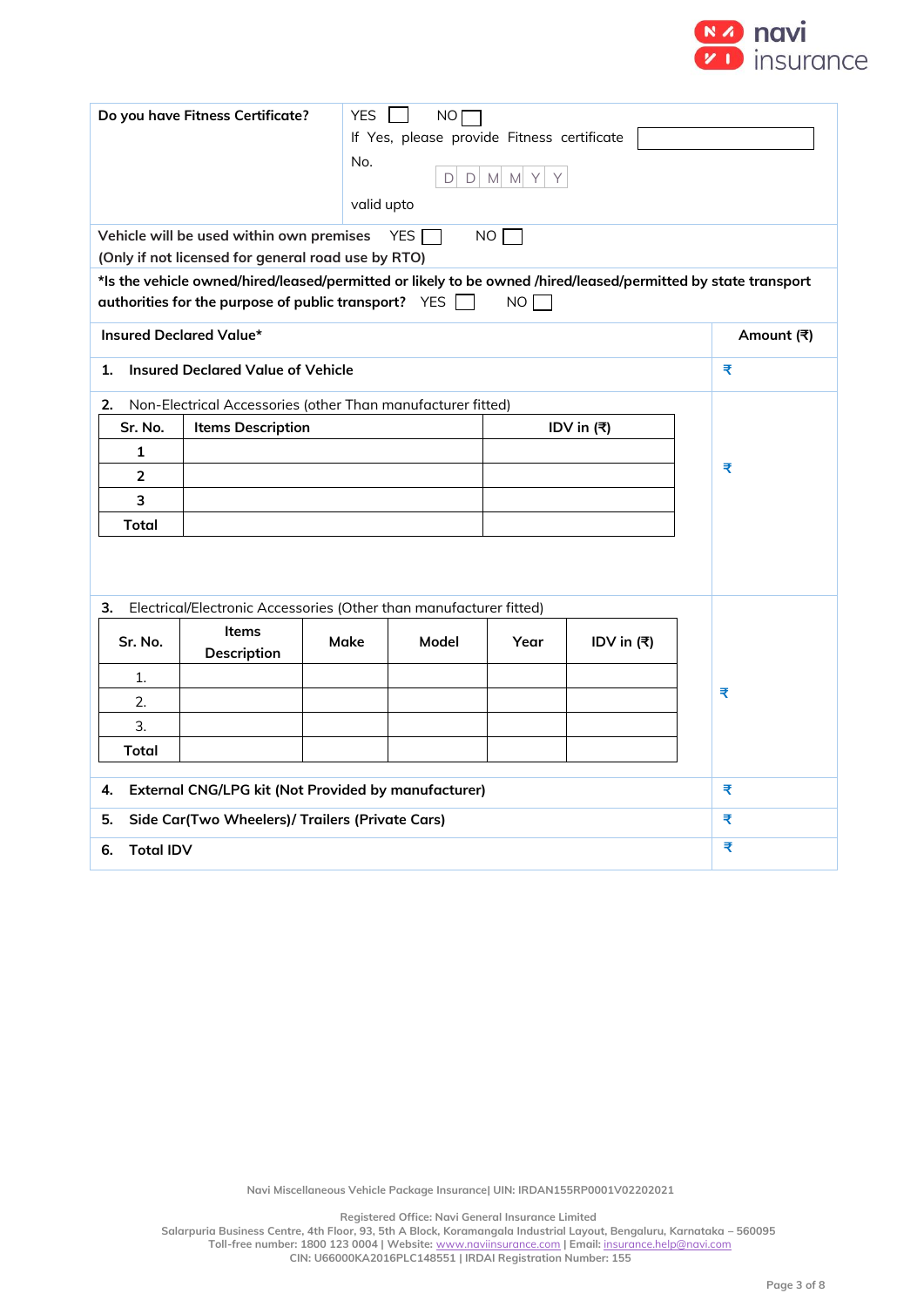| | |
|---|---|
| **Do you have Fitness Certificate?** | YES ☐ NO ☐<br>If Yes, please provide Fitness certificate No. ____________<br>valid upto D D M M Y Y |
| Vehicle will be used within own premises YES ☐ NO ☐<br>(Only if not licensed for general road use by RTO) | |

***Is the vehicle owned/hired/leased/permitted or likely to be owned /hired/leased/permitted by state transport authorities for the purpose of public transport?** YES ☐ NO ☐

| **Insured Declared Value*** | **Amount (₹)** |
|---|---|
| **1. Insured Declared Value of Vehicle** | ₹ |
| 2. Non-Electrical Accessories (other Than manufacturer fitted) | ₹ |
| 3. Electrical/Electronic Accessories (Other than manufacturer fitted) | ₹ |
| **4. External CNG/LPG kit (Not Provided by manufacturer)** | ₹ |
| **5. Side Car(Two Wheelers)/ Trailers (Private Cars)** | ₹ |
| **6. Total IDV** | ₹ |

**2. Non-Electrical Accessories (other Than manufacturer fitted)**

| Sr. No. | Items Description | IDV in (₹) |
|---|---|---|
| 1 | | |
| 2 | | |
| 3 | | |
| Total | | |

**3. Electrical/Electronic Accessories (Other than manufacturer fitted)**

| Sr. No. | Items Description | Make | Model | Year | IDV in (₹) |
|---|---|---|---|---|---|
| 1. | | | | | |
| 2. | | | | | |
| 3. | | | | | |
| Total | | | | | |

Navi Miscellaneous Vehicle Package Insurance| UIN: IRDAN155RP0001V02202021

Registered Office: Navi General Insurance Limited
Salarpuria Business Centre, 4th Floor, 93, 5th A Block, Koramangala Industrial Layout, Bengaluru, Karnataka – 560095
Toll-free number: 1800 123 0004 | Website: www.naviinsurance.com | Email: insurance.help@navi.com
CIN: U66000KA2016PLC148551 | IRDAI Registration Number: 155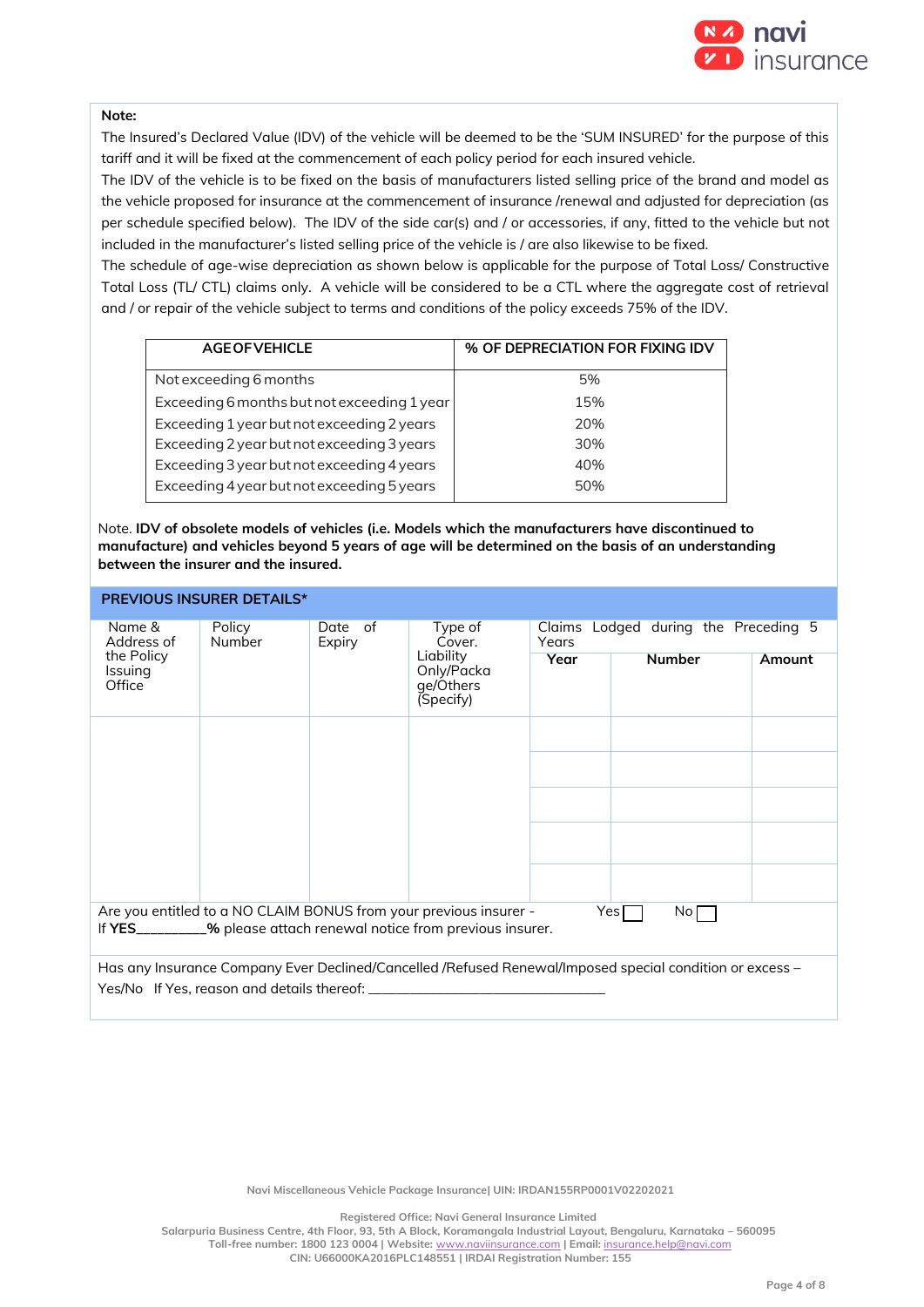**Note:**

The Insured's Declared Value (IDV) of the vehicle will be deemed to be the 'SUM INSURED' for the purpose of this tariff and it will be fixed at the commencement of each policy period for each insured vehicle.

The IDV of the vehicle is to be fixed on the basis of manufacturers listed selling price of the brand and model as the vehicle proposed for insurance at the commencement of insurance /renewal and adjusted for depreciation (as per schedule specified below). The IDV of the side car(s) and / or accessories, if any, fitted to the vehicle but not included in the manufacturer's listed selling price of the vehicle is / are also likewise to be fixed.

The schedule of age-wise depreciation as shown below is applicable for the purpose of Total Loss/ Constructive Total Loss (TL/ CTL) claims only. A vehicle will be considered to be a CTL where the aggregate cost of retrieval and / or repair of the vehicle subject to terms and conditions of the policy exceeds 75% of the IDV.

| AGE OF VEHICLE | % OF DEPRECIATION FOR FIXING IDV |
|---|---|
| Not exceeding 6 months | 5% |
| Exceeding 6 months but not exceeding 1 year | 15% |
| Exceeding 1 year but not exceeding 2 years | 20% |
| Exceeding 2 year but not exceeding 3 years | 30% |
| Exceeding 3 year but not exceeding 4 years | 40% |
| Exceeding 4 year but not exceeding 5 years | 50% |

Note. **IDV of obsolete models of vehicles (i.e. Models which the manufacturers have discontinued to manufacture) and vehicles beyond 5 years of age will be determined on the basis of an understanding between the insurer and the insured.**

## PREVIOUS INSURER DETAILS*

| Name & Address of the Policy Issuing Office | Policy Number | Date of Expiry | Type of Cover. Liability Only/Package/Others (Specify) | Claims Lodged during the Preceding 5 Years | | |
|---|---|---|---|---|---|---|
| | | | | **Year** | **Number** | **Amount** |
| | | | | | | |
| | | | | | | |
| | | | | | | |
| | | | | | | |
| | | | | | | |

Are you entitled to a NO CLAIM BONUS from your previous insurer - Yes ☐ No ☐

If **YES_________%** please attach renewal notice from previous insurer.

Has any Insurance Company Ever Declined/Cancelled /Refused Renewal/Imposed special condition or excess – Yes/No If Yes, reason and details thereof: ________________________________

Navi Miscellaneous Vehicle Package Insurance| UIN: IRDAN155RP0001V02202021

Registered Office: Navi General Insurance Limited
Salarpuria Business Centre, 4th Floor, 93, 5th A Block, Koramangala Industrial Layout, Bengaluru, Karnataka – 560095
Toll-free number: 1800 123 0004 | Website: www.naviinsurance.com | Email: insurance.help@navi.com
CIN: U66000KA2016PLC148551 | IRDAI Registration Number: 155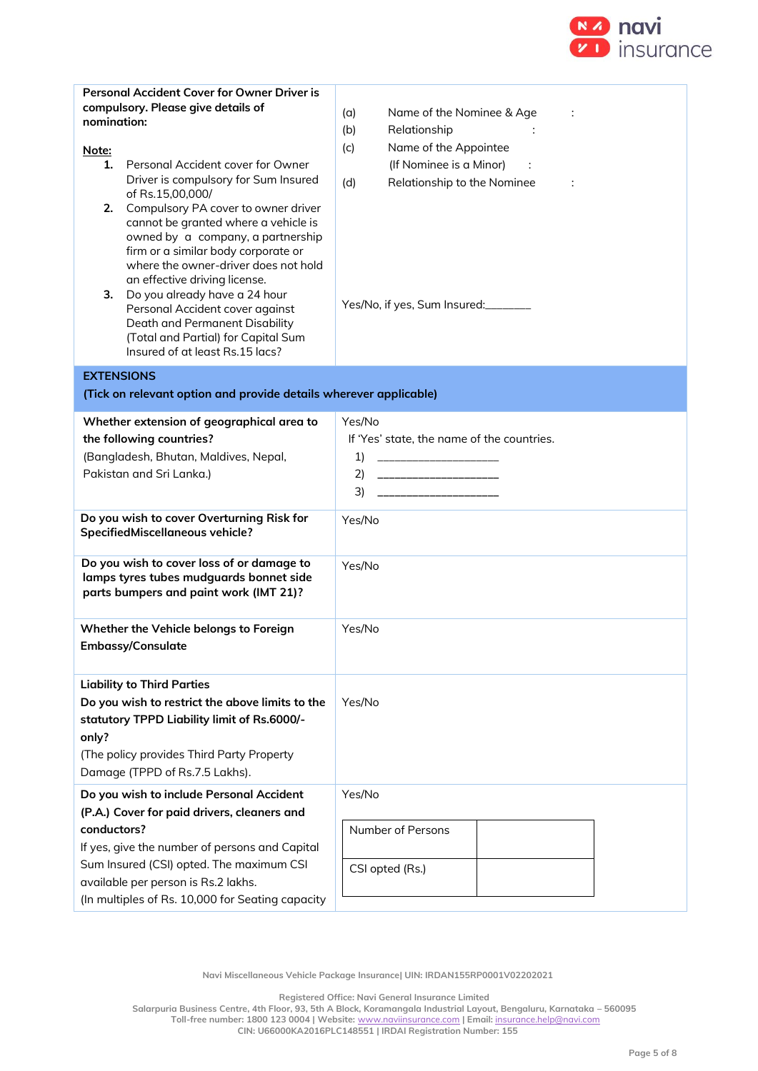| **Personal Accident Cover for Owner Driver is compulsory. Please give details of nomination:** | (a) Name of the Nominee & Age : <br> (b) Relationship : <br> (c) Name of the Appointee (If Nominee is a Minor) : <br> (d) Relationship to the Nominee : |
|---|---|
| **Note:** <br> **1.** Personal Accident cover for Owner Driver is compulsory for Sum Insured of Rs.15,00,000/ <br> **2.** Compulsory PA cover to owner driver cannot be granted where a vehicle is owned by a company, a partnership firm or a similar body corporate or where the owner-driver does not hold an effective driving license. <br> **3.** Do you already have a 24 hour Personal Accident cover against Death and Permanent Disability (Total and Partial) for Capital Sum Insured of at least Rs.15 lacs? | Yes/No, if yes, Sum Insured:_______ |
| **EXTENSIONS** <br> **(Tick on relevant option and provide details wherever applicable)** | |
| **Whether extension of geographical area to the following countries?** <br> (Bangladesh, Bhutan, Maldives, Nepal, Pakistan and Sri Lanka.) | Yes/No <br> If 'Yes' state, the name of the countries. <br> 1) ____________________ <br> 2) ____________________ <br> 3) ____________________ |
| **Do you wish to cover Overturning Risk for SpecifiedMiscellaneous vehicle?** | Yes/No |
| **Do you wish to cover loss of or damage to lamps tyres tubes mudguards bonnet side parts bumpers and paint work (IMT 21)?** | Yes/No |
| **Whether the Vehicle belongs to Foreign Embassy/Consulate** | Yes/No |
| **Liability to Third Parties** <br> **Do you wish to restrict the above limits to the statutory TPPD Liability limit of Rs.6000/- only?** <br> (The policy provides Third Party Property Damage (TPPD of Rs.7.5 Lakhs). | Yes/No |
| **Do you wish to include Personal Accident (P.A.) Cover for paid drivers, cleaners and conductors?** <br> If yes, give the number of persons and Capital Sum Insured (CSI) opted. The maximum CSI available per person is Rs.2 lakhs. <br> (In multiples of Rs. 10,000 for Seating capacity | Yes/No <br> Number of Persons: <br> CSI opted (Rs.): |

Navi Miscellaneous Vehicle Package Insurance| UIN: IRDAN155RP0001V02202021

Registered Office: Navi General Insurance Limited
Salarpuria Business Centre, 4th Floor, 93, 5th A Block, Koramangala Industrial Layout, Bengaluru, Karnataka – 560095
Toll-free number: 1800 123 0004 | Website: www.naviinsurance.com | Email: insurance.help@navi.com
CIN: U66000KA2016PLC148551 | IRDAI Registration Number: 155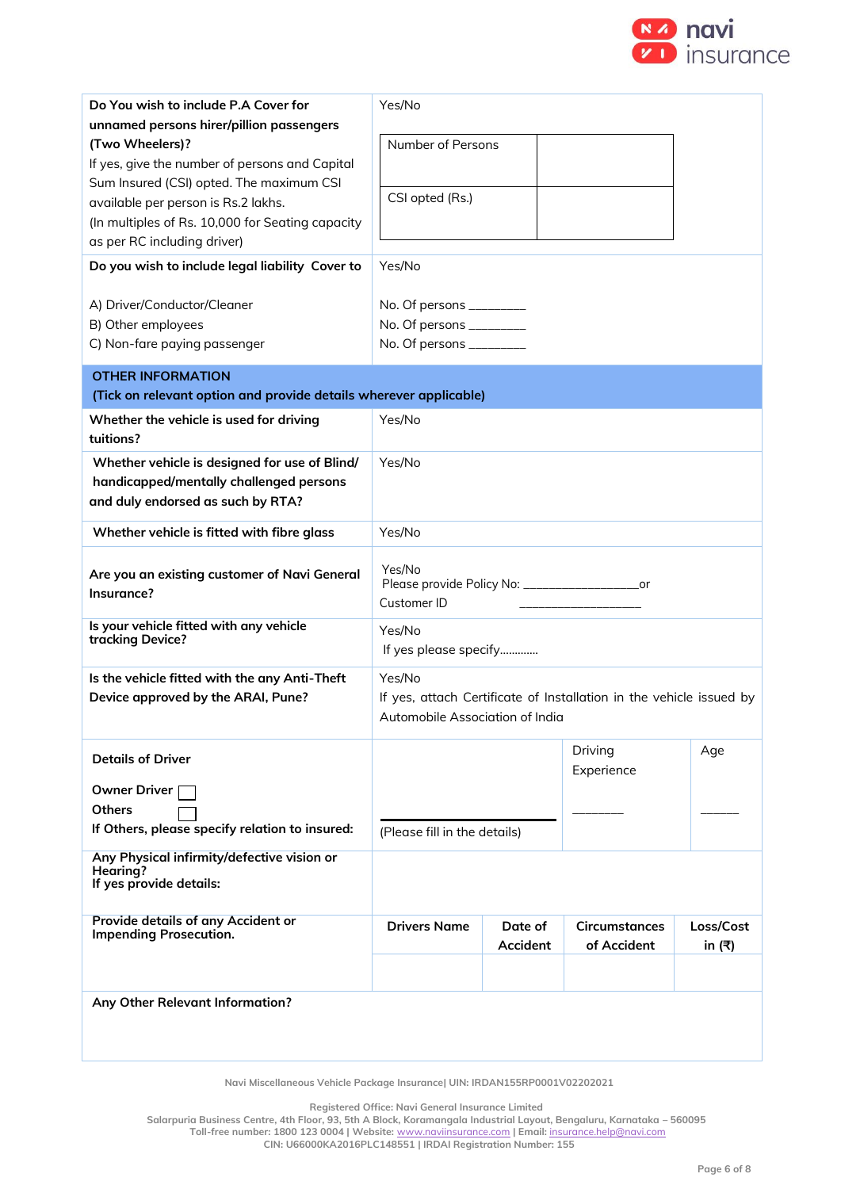| | | | | |
|---|---|---|---|---|
| **Do You wish to include P.A Cover for unnamed persons hirer/pillion passengers (Two Wheelers)?** If yes, give the number of persons and Capital Sum Insured (CSI) opted. The maximum CSI available per person is Rs.2 lakhs. (In multiples of Rs. 10,000 for Seating capacity as per RC including driver) | Yes/No<br><br>Number of Persons: ______<br>CSI opted (Rs.): ______ | | | |
| **Do you wish to include legal liability Cover to**<br><br>A) Driver/Conductor/Cleaner<br>B) Other employees<br>C) Non-fare paying passenger | Yes/No<br><br>No. Of persons ________<br>No. Of persons ________<br>No. Of persons ________ | | | |

**OTHER INFORMATION**
**(Tick on relevant option and provide details wherever applicable)**

| | | | | |
|---|---|---|---|---|
| **Whether the vehicle is used for driving tuitions?** | Yes/No | | | |
| **Whether vehicle is designed for use of Blind/ handicapped/mentally challenged persons and duly endorsed as such by RTA?** | Yes/No | | | |
| **Whether vehicle is fitted with fibre glass** | Yes/No | | | |
| **Are you an existing customer of Navi General Insurance?** | Yes/No<br>Please provide Policy No: _________________or<br>Customer ID ___________________ | | | |
| **Is your vehicle fitted with any vehicle tracking Device?** | Yes/No<br>If yes please specify............ | | | |
| **Is the vehicle fitted with the any Anti-Theft Device approved by the ARAI, Pune?** | Yes/No<br>If yes, attach Certificate of Installation in the vehicle issued by Automobile Association of India | | | |
| **Details of Driver**<br><br>**Owner Driver** ☐<br>**Others** ☐<br>**If Others, please specify relation to insured:** | (Please fill in the details) | | Driving Experience<br>_______ | Age<br>_____ |
| **Any Physical infirmity/defective vision or Hearing?**<br>**If yes provide details:** | | | | |
| **Provide details of any Accident or Impending Prosecution.** | **Drivers Name** | **Date of Accident** | **Circumstances of Accident** | **Loss/Cost in (₹)** |
| | | | | |
| **Any Other Relevant Information?** | | | | |

Navi Miscellaneous Vehicle Package Insurance| UIN: IRDAN155RP0001V02202021

Registered Office: Navi General Insurance Limited
Salarpuria Business Centre, 4th Floor, 93, 5th A Block, Koramangala Industrial Layout, Bengaluru, Karnataka – 560095
Toll-free number: 1800 123 0004 | Website: www.naviinsurance.com | Email: insurance.help@navi.com
CIN: U66000KA2016PLC148551 | IRDAI Registration Number: 155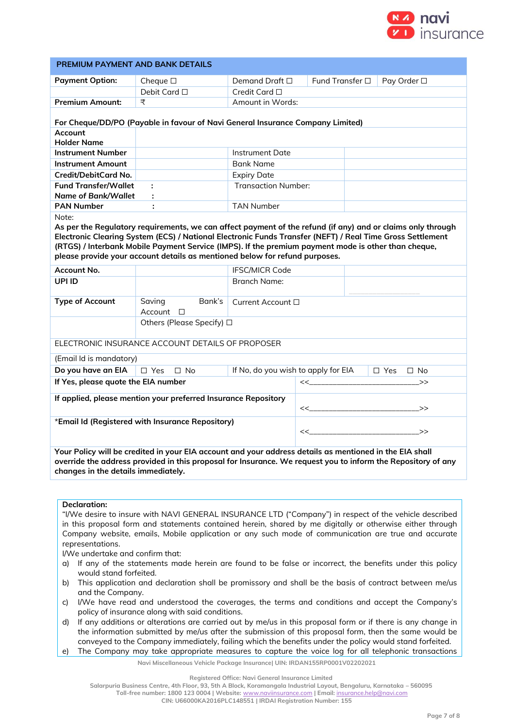| PREMIUM PAYMENT AND BANK DETAILS | | | | |
|---|---|---|---|---|
| **Payment Option:** | Cheque ☐ | Demand Draft ☐ | Fund Transfer ☐ | Pay Order ☐ |
| | Debit Card ☐ | Credit Card ☐ | | |
| **Premium Amount:** | ₹ | Amount in Words: | | |

**For Cheque/DD/PO (Payable in favour of Navi General Insurance Company Limited)**

| | | | |
|---|---|---|---|
| **Account Holder Name** | | | |
| **Instrument Number** | | Instrument Date | |
| **Instrument Amount** | | Bank Name | |
| **Credit/DebitCard No.** | | Expiry Date | |
| **Fund Transfer/Wallet** *Name of Bank/Wallet* | : : | Transaction Number: | |
| **PAN Number** | : | TAN Number | |

Note:

**As per the Regulatory requirements, we can affect payment of the refund (if any) and or claims only through Electronic Clearing System (ECS) / National Electronic Funds Transfer (NEFT) / Real Time Gross Settlement (RTGS) / Interbank Mobile Payment Service (IMPS). If the premium payment mode is other than cheque, please provide your account details as mentioned below for refund purposes.**

| | | | |
|---|---|---|---|
| **Account No.** | | IFSC/MICR Code | |
| **UPI ID** | | Branch Name: | |
| **Type of Account** | Saving Bank's Account ☐ | Current Account ☐ | |
| | Others (Please Specify) ☐ | | |

ELECTRONIC INSURANCE ACCOUNT DETAILS OF PROPOSER

(Email Id is mandatory)

| | | | |
|---|---|---|---|
| **Do you have an EIA** | ☐ Yes ☐ No | If No, do you wish to apply for EIA | ☐ Yes ☐ No |
| **If Yes, please quote the EIA number** | | <<____________________________>> | |
| **If applied, please mention your preferred Insurance Repository** | | <<____________________________>> | |
| *****Email Id (Registered with Insurance Repository)** | | <<____________________________>> | |

**Your Policy will be credited in your EIA account and your address details as mentioned in the EIA shall override the address provided in this proposal for Insurance. We request you to inform the Repository of any changes in the details immediately.**

**Declaration:**

"I/We desire to insure with NAVI GENERAL INSURANCE LTD ("Company") in respect of the vehicle described in this proposal form and statements contained herein, shared by me digitally or otherwise either through Company website, emails, Mobile application or any such mode of communication are true and accurate representations.

I/We undertake and confirm that:

a) If any of the statements made herein are found to be false or incorrect, the benefits under this policy would stand forfeited.
b) This application and declaration shall be promissory and shall be the basis of contract between me/us and the Company.
c) I/We have read and understood the coverages, the terms and conditions and accept the Company's policy of insurance along with said conditions.
d) If any additions or alterations are carried out by me/us in this proposal form or if there is any change in the information submitted by me/us after the submission of this proposal form, then the same would be conveyed to the Company immediately, failing which the benefits under the policy would stand forfeited.
e) The Company may take appropriate measures to capture the voice log for all telephonic transactions

Navi Miscellaneous Vehicle Package Insurance| UIN: IRDAN155RP0001V02202021

Registered Office: Navi General Insurance Limited
Salarpuria Business Centre, 4th Floor, 93, 5th A Block, Koramangala Industrial Layout, Bengaluru, Karnataka – 560095
Toll-free number: 1800 123 0004 | Website: www.naviinsurance.com | Email: insurance.help@navi.com
CIN: U66000KA2016PLC148551 | IRDAI Registration Number: 155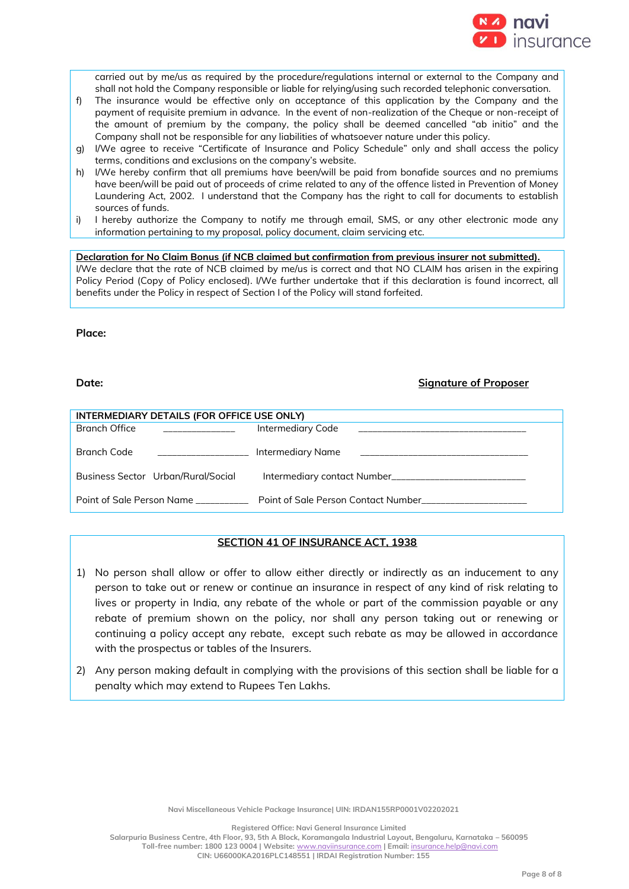carried out by me/us as required by the procedure/regulations internal or external to the Company and shall not hold the Company responsible or liable for relying/using such recorded telephonic conversation.

f) The insurance would be effective only on acceptance of this application by the Company and the payment of requisite premium in advance. In the event of non-realization of the Cheque or non-receipt of the amount of premium by the company, the policy shall be deemed cancelled "ab initio" and the Company shall not be responsible for any liabilities of whatsoever nature under this policy.

g) I/We agree to receive "Certificate of Insurance and Policy Schedule" only and shall access the policy terms, conditions and exclusions on the company's website.

h) I/We hereby confirm that all premiums have been/will be paid from bonafide sources and no premiums have been/will be paid out of proceeds of crime related to any of the offence listed in Prevention of Money Laundering Act, 2002. I understand that the Company has the right to call for documents to establish sources of funds.

i) I hereby authorize the Company to notify me through email, SMS, or any other electronic mode any information pertaining to my proposal, policy document, claim servicing etc.

**Declaration for No Claim Bonus (if NCB claimed but confirmation from previous insurer not submitted).**

I/We declare that the rate of NCB claimed by me/us is correct and that NO CLAIM has arisen in the expiring Policy Period (Copy of Policy enclosed). I/We further undertake that if this declaration is found incorrect, all benefits under the Policy in respect of Section I of the Policy will stand forfeited.

**Place:**

**Date:** **Signature of Proposer**

**INTERMEDIARY DETAILS (FOR OFFICE USE ONLY)**

| | |
|---|---|
| Branch Office ______________ | Intermediary Code ________________________________ |
| Branch Code __________________ | Intermediary Name ________________________________ |
| Business Sector Urban/Rural/Social | Intermediary contact Number__________________________ |
| Point of Sale Person Name __________ | Point of Sale Person Contact Number____________________ |

## SECTION 41 OF INSURANCE ACT, 1938

1) No person shall allow or offer to allow either directly or indirectly as an inducement to any person to take out or renew or continue an insurance in respect of any kind of risk relating to lives or property in India, any rebate of the whole or part of the commission payable or any rebate of premium shown on the policy, nor shall any person taking out or renewing or continuing a policy accept any rebate, except such rebate as may be allowed in accordance with the prospectus or tables of the Insurers.

2) Any person making default in complying with the provisions of this section shall be liable for a penalty which may extend to Rupees Ten Lakhs.